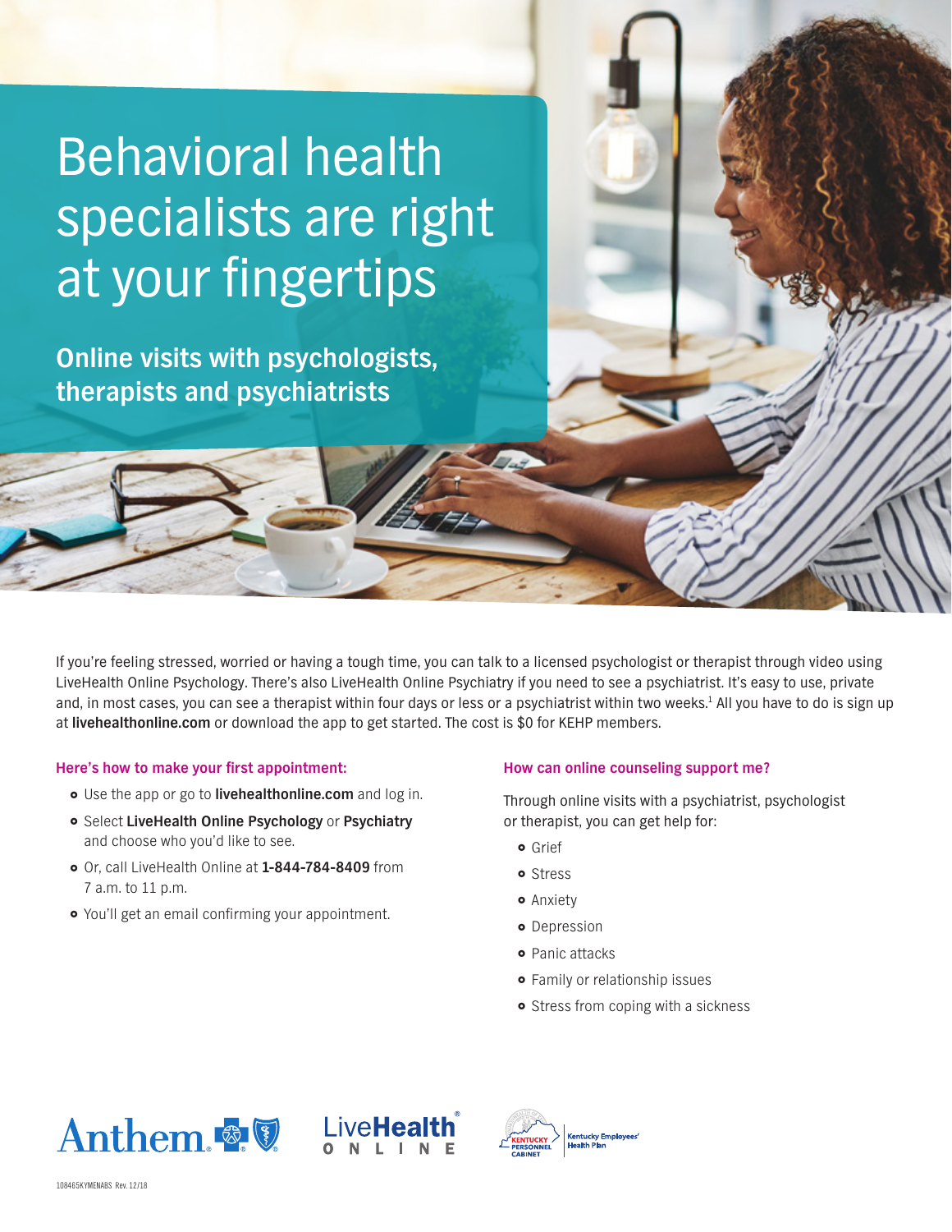# Behavioral health specialists are right at your fingertips

## Online visits with psychologists, therapists and psychiatrists

If you're feeling stressed, worried or having a tough time, you can talk to a licensed psychologist or therapist through video using LiveHealth Online Psychology. There's also LiveHealth Online Psychiatry if you need to see a psychiatrist. It's easy to use, private and, in most cases, you can see a therapist within four days or less or a psychiatrist within two weeks.[1] All you have to do is sign up at **livehealthonline.com** or download the app to get started. The cost is $0 for KEHP members.

### Here's how to make your first appointment:

- Use the app or go to **livehealthonline.com** and log in.
- Select **LiveHealth Online Psychology** or **Psychiatry** and choose who you'd like to see.
- Or, call LiveHealth Online at **1-844-784-8409** from 7 a.m. to 11 p.m.
- You'll get an email confirming your appointment.

### How can online counseling support me?

Through online visits with a psychiatrist, psychologist or therapist, you can get help for:

- Grief
- Stress
- Anxiety
- Depression
- Panic attacks
- Family or relationship issues
- Stress from coping with a sickness

Anthem LiveHealth ONLINE Kentucky Personnel Cabinet Kentucky Employees' Health Plan

108465KYMENABS Rev. 12/18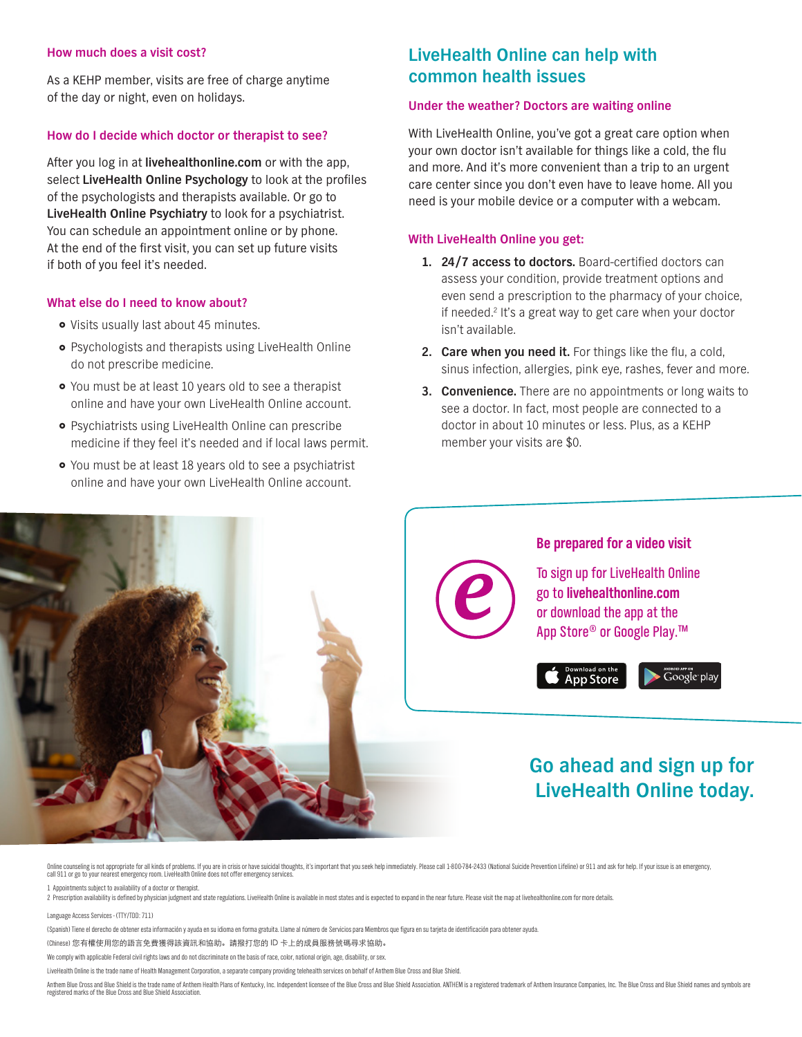### How much does a visit cost?

As a KEHP member, visits are free of charge anytime of the day or night, even on holidays.

### How do I decide which doctor or therapist to see?

After you log in at **livehealthonline.com** or with the app, select **LiveHealth Online Psychology** to look at the profiles of the psychologists and therapists available. Or go to **LiveHealth Online Psychiatry** to look for a psychiatrist. You can schedule an appointment online or by phone. At the end of the first visit, you can set up future visits if both of you feel it's needed.

### What else do I need to know about?

- Visits usually last about 45 minutes.
- Psychologists and therapists using LiveHealth Online do not prescribe medicine.
- You must be at least 10 years old to see a therapist online and have your own LiveHealth Online account.
- Psychiatrists using LiveHealth Online can prescribe medicine if they feel it's needed and if local laws permit.
- You must be at least 18 years old to see a psychiatrist online and have your own LiveHealth Online account.

## LiveHealth Online can help with common health issues

### Under the weather? Doctors are waiting online

With LiveHealth Online, you've got a great care option when your own doctor isn't available for things like a cold, the flu and more. And it's more convenient than a trip to an urgent care center since you don't even have to leave home. All you need is your mobile device or a computer with a webcam.

### With LiveHealth Online you get:

1. **24/7 access to doctors.** Board-certified doctors can assess your condition, provide treatment options and even send a prescription to the pharmacy of your choice, if needed.[2] It's a great way to get care when your doctor isn't available.
2. **Care when you need it.** For things like the flu, a cold, sinus infection, allergies, pink eye, rashes, fever and more.
3. **Convenience.** There are no appointments or long waits to see a doctor. In fact, most people are connected to a doctor in about 10 minutes or less. Plus, as a KEHP member your visits are $0.

### Be prepared for a video visit

To sign up for LiveHealth Online go to **livehealthonline.com** or download the app at the App Store® or Google Play.™

Download on the App Store

Android App on Google play

## Go ahead and sign up for LiveHealth Online today.

Online counseling is not appropriate for all kinds of problems. If you are in crisis or have suicidal thoughts, it's important that you seek help immediately. Please call 1-800-784-2433 (National Suicide Prevention Lifeline) or 911 and ask for help. If your issue is an emergency, call 911 or go to your nearest emergency room. LiveHealth Online does not offer emergency services.

1 Appointments subject to availability of a doctor or therapist.

2 Prescription availability is defined by physician judgment and state regulations. LiveHealth Online is available in most states and is expected to expand in the near future. Please visit the map at livehealthonline.com for more details.

Language Access Services - (TTY/TDD: 711)

(Spanish) Tiene el derecho de obtener esta información y ayuda en su idioma en forma gratuita. Llame al número de Servicios para Miembros que figura en su tarjeta de identificación para obtener ayuda.

(Chinese) 您有權使用您的語言免費獲得該資訊和協助。請撥打您的 ID 卡上的成員服務號碼尋求協助。

We comply with applicable Federal civil rights laws and do not discriminate on the basis of race, color, national origin, age, disability, or sex.

LiveHealth Online is the trade name of Health Management Corporation, a separate company providing telehealth services on behalf of Anthem Blue Cross and Blue Shield.

Anthem Blue Cross and Blue Shield is the trade name of Anthem Health Plans of Kentucky, Inc. Independent licensee of the Blue Cross and Blue Shield Association. ANTHEM is a registered trademark of Anthem Insurance Companies, Inc. The Blue Cross and Blue Shield names and symbols are registered marks of the Blue Cross and Blue Shield Association.